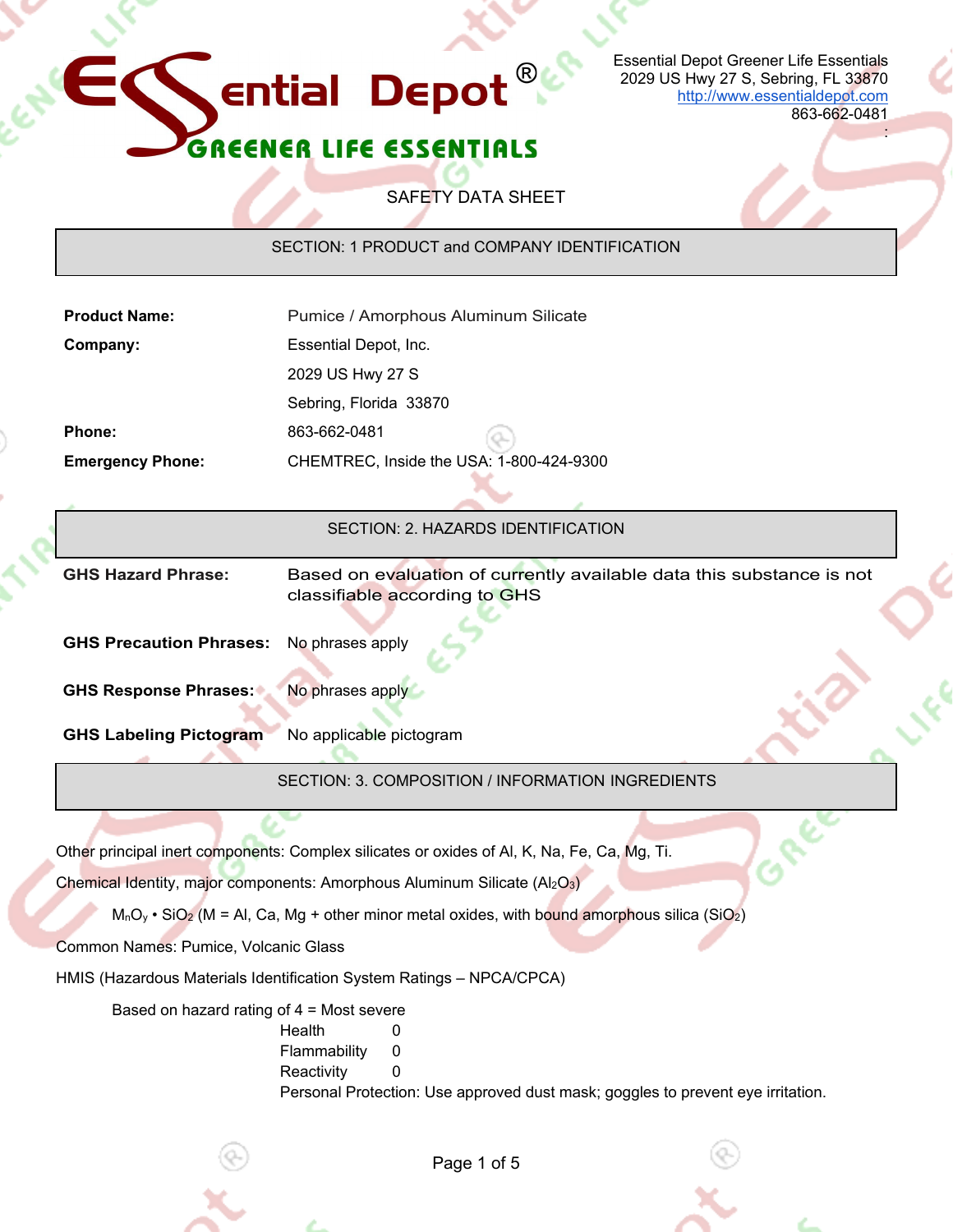Essential Depot Greener Life Essentials
2029 US Hwy 27 S, Sebring, FL 33870
http://www.essentialdepot.com
863-662-0481

# SAFETY DATA SHEET

## SECTION: 1 PRODUCT and COMPANY IDENTIFICATION

| | |
|---|---|
| **Product Name:** | Pumice / Amorphous Aluminum Silicate |
| **Company:** | Essential Depot, Inc. |
| | 2029 US Hwy 27 S |
| | Sebring, Florida 33870 |
| **Phone:** | 863-662-0481 |
| **Emergency Phone:** | CHEMTREC, Inside the USA: 1-800-424-9300 |

## SECTION: 2. HAZARDS IDENTIFICATION

| | |
|---|---|
| **GHS Hazard Phrase:** | Based on evaluation of currently available data this substance is not classifiable according to GHS |
| **GHS Precaution Phrases:** | No phrases apply |
| **GHS Response Phrases:** | No phrases apply |
| **GHS Labeling Pictogram** | No applicable pictogram |

## SECTION: 3. COMPOSITION / INFORMATION INGREDIENTS

Other principal inert components: Complex silicates or oxides of Al, K, Na, Fe, Ca, Mg, Ti.

Chemical Identity, major components: Amorphous Aluminum Silicate ($Al_2O_3$)

$M_nO_y \cdot SiO_2$ (M = Al, Ca, Mg + other minor metal oxides, with bound amorphous silica ($SiO_2$)

Common Names: Pumice, Volcanic Glass

HMIS (Hazardous Materials Identification System Ratings – NPCA/CPCA)

Based on hazard rating of 4 = Most severe

| | |
|---|---|
| Health | 0 |
| Flammability | 0 |
| Reactivity | 0 |

Personal Protection: Use approved dust mask; goggles to prevent eye irritation.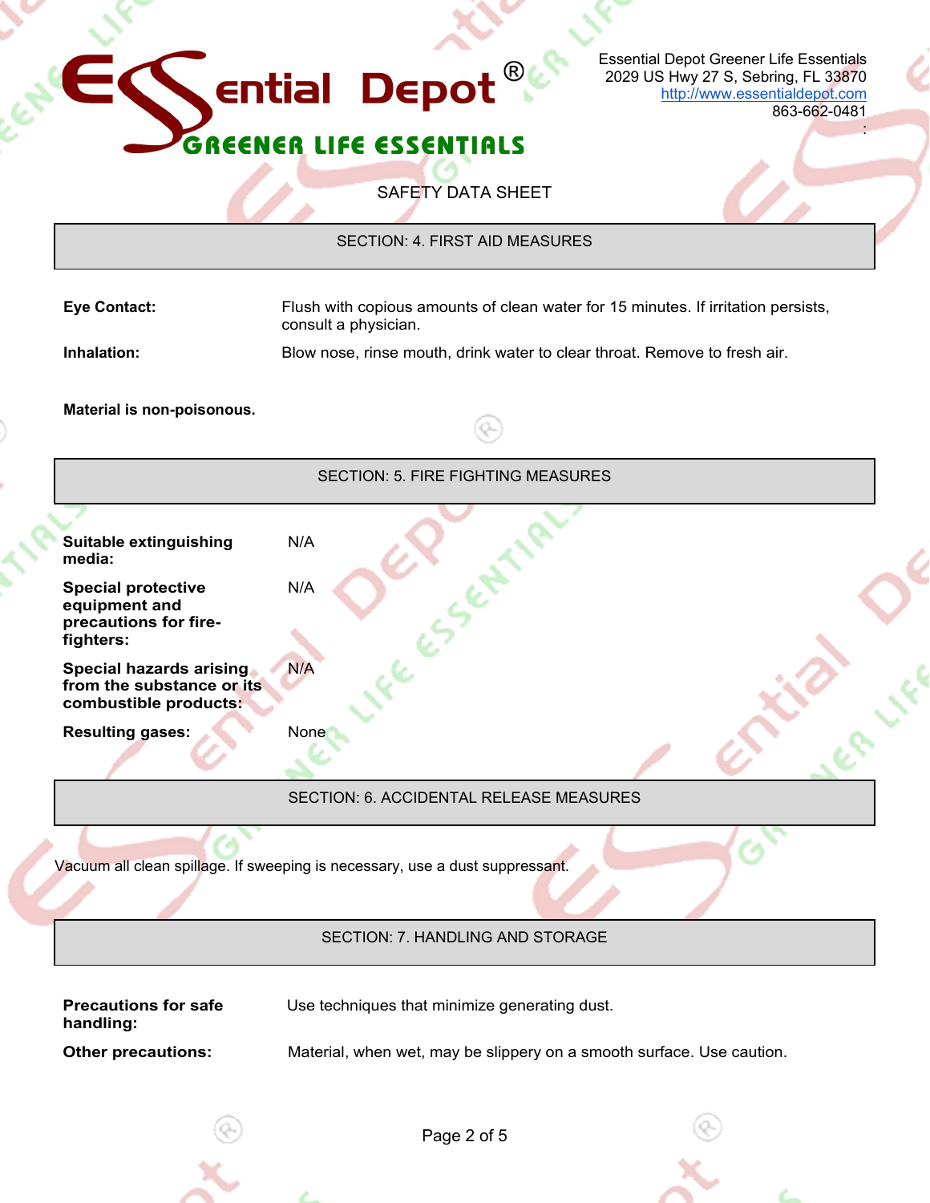SAFETY DATA SHEET

## SECTION: 4. FIRST AID MEASURES

**Eye Contact:** Flush with copious amounts of clean water for 15 minutes. If irritation persists, consult a physician.

**Inhalation:** Blow nose, rinse mouth, drink water to clear throat. Remove to fresh air.

**Material is non-poisonous.**

## SECTION: 5. FIRE FIGHTING MEASURES

**Suitable extinguishing media:** N/A

**Special protective equipment and precautions for fire-fighters:** N/A

**Special hazards arising from the substance or its combustible products:** N/A

**Resulting gases:** None

## SECTION: 6. ACCIDENTAL RELEASE MEASURES

Vacuum all clean spillage. If sweeping is necessary, use a dust suppressant.

## SECTION: 7. HANDLING AND STORAGE

**Precautions for safe handling:** Use techniques that minimize generating dust.

**Other precautions:** Material, when wet, may be slippery on a smooth surface. Use caution.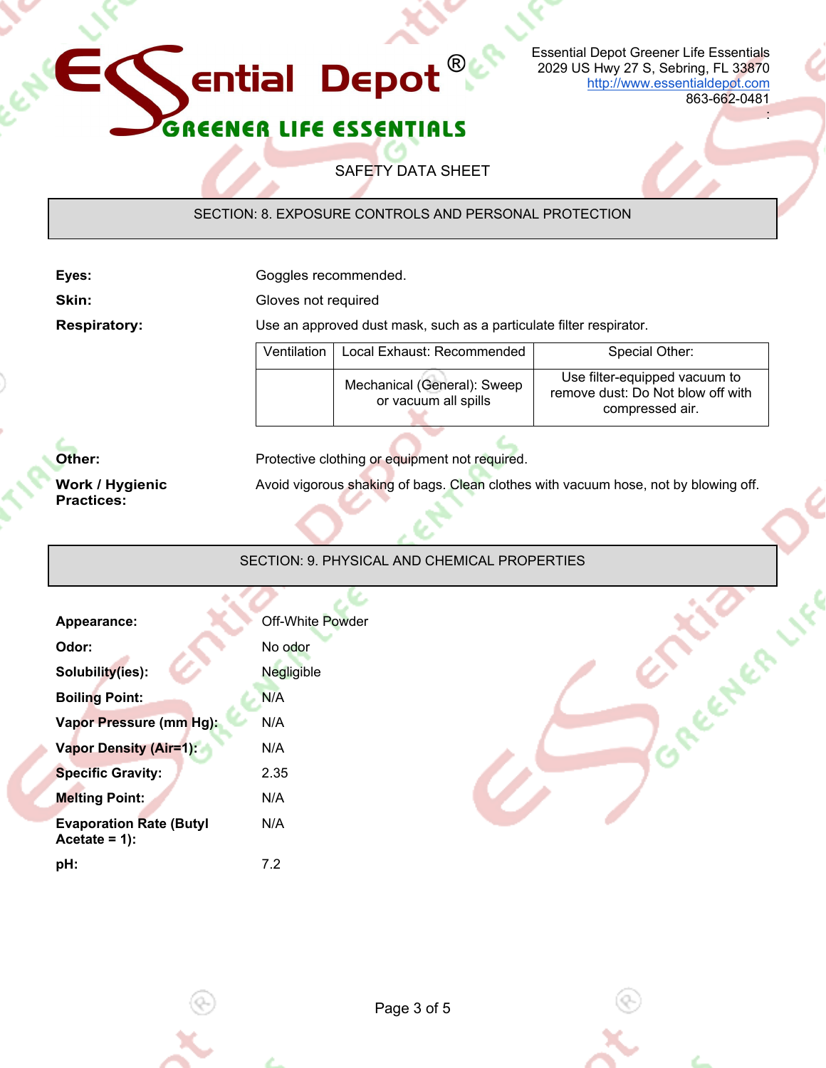Essential Depot Greener Life Essentials
2029 US Hwy 27 S, Sebring, FL 33870
http://www.essentialdepot.com
863-662-0481

SAFETY DATA SHEET

## SECTION: 8. EXPOSURE CONTROLS AND PERSONAL PROTECTION

**Eyes:** Goggles recommended.

**Skin:** Gloves not required

**Respiratory:** Use an approved dust mask, such as a particulate filter respirator.

| Ventilation | Local Exhaust: Recommended | Special Other: |
|---|---|---|
| | Mechanical (General): Sweep or vacuum all spills | Use filter-equipped vacuum to remove dust: Do Not blow off with compressed air. |

**Other:** Protective clothing or equipment not required.

**Work / Hygienic Practices:** Avoid vigorous shaking of bags. Clean clothes with vacuum hose, not by blowing off.

## SECTION: 9. PHYSICAL AND CHEMICAL PROPERTIES

**Appearance:** Off-White Powder

**Odor:** No odor

**Solubility(ies):** Negligible

**Boiling Point:** N/A

**Vapor Pressure (mm Hg):** N/A

**Vapor Density (Air=1):** N/A

**Specific Gravity:** 2.35

**Melting Point:** N/A

**Evaporation Rate (Butyl Acetate = 1):** N/A

**pH:** 7.2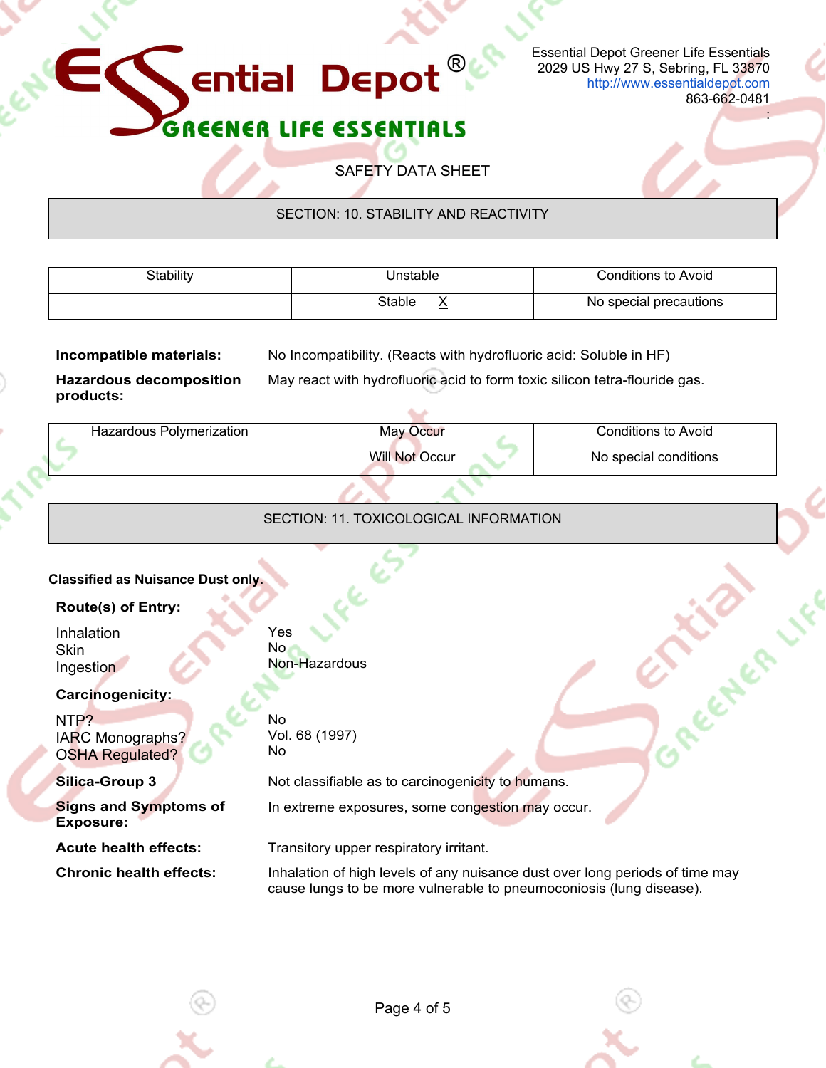Essential Depot Greener Life Essentials
2029 US Hwy 27 S, Sebring, FL 33870
http://www.essentialdepot.com
863-662-0481

SAFETY DATA SHEET

## SECTION: 10. STABILITY AND REACTIVITY

| Stability | Unstable | Conditions to Avoid |
|---|---|---|
| | Stable X | No special precautions |

**Incompatible materials:** No Incompatibility. (Reacts with hydrofluoric acid: Soluble in HF)

**Hazardous decomposition products:** May react with hydrofluoric acid to form toxic silicon tetra-flouride gas.

| Hazardous Polymerization | May Occur | Conditions to Avoid |
|---|---|---|
| | Will Not Occur | No special conditions |

## SECTION: 11. TOXICOLOGICAL INFORMATION

**Classified as Nuisance Dust only.**

**Route(s) of Entry:**

| | |
|---|---|
| Inhalation | Yes |
| Skin | No |
| Ingestion | Non-Hazardous |

**Carcinogenicity:**

| | |
|---|---|
| NTP? | No |
| IARC Monographs? | Vol. 68 (1997) |
| OSHA Regulated? | No |

**Silica-Group 3:** Not classifiable as to carcinogenicity to humans.

**Signs and Symptoms of Exposure:** In extreme exposures, some congestion may occur.

**Acute health effects:** Transitory upper respiratory irritant.

**Chronic health effects:** Inhalation of high levels of any nuisance dust over long periods of time may cause lungs to be more vulnerable to pneumoconiosis (lung disease).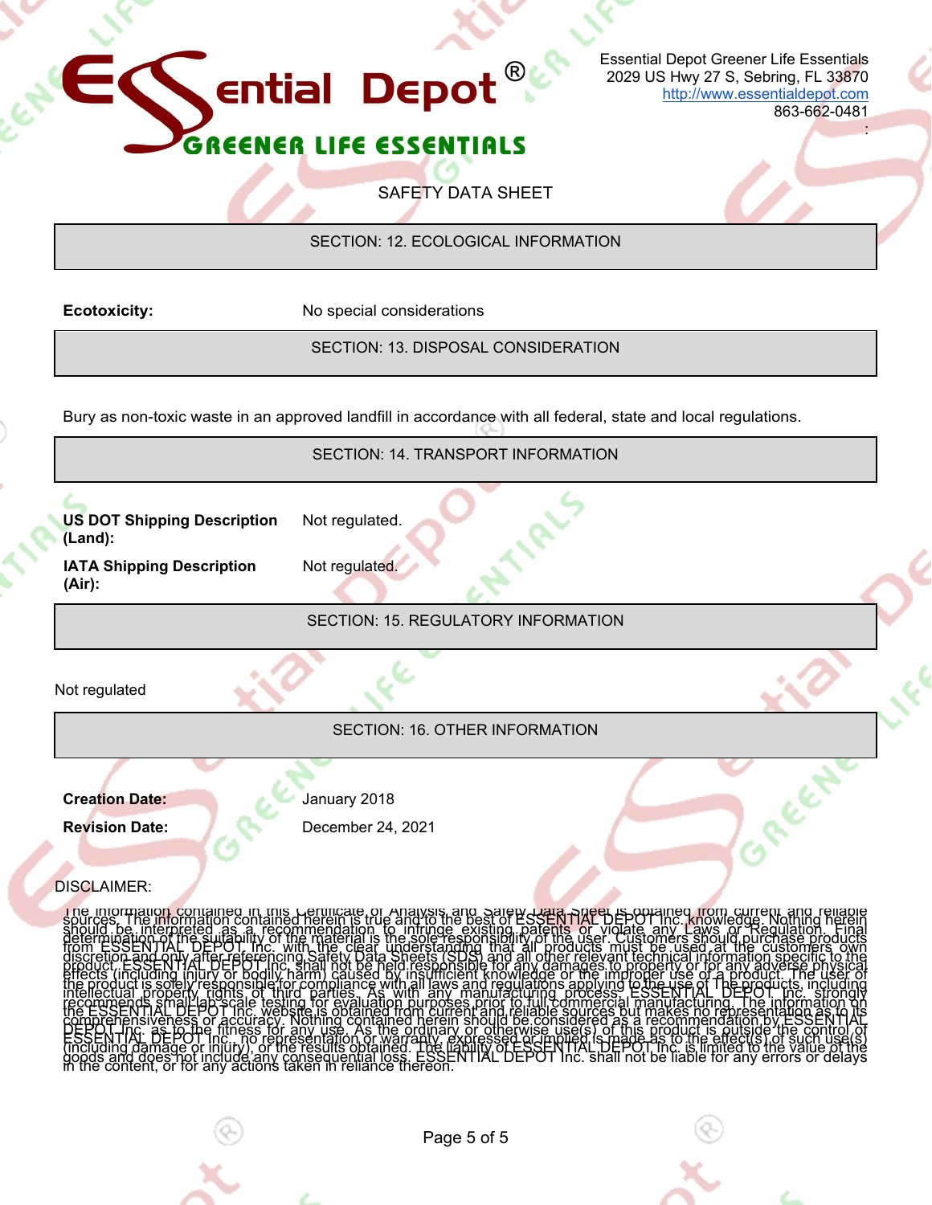Essential Depot Greener Life Essentials
2029 US Hwy 27 S, Sebring, FL 33870
http://www.essentialdepot.com
863-662-0481

SAFETY DATA SHEET

## SECTION: 12. ECOLOGICAL INFORMATION

**Ecotoxicity:** No special considerations

## SECTION: 13. DISPOSAL CONSIDERATION

Bury as non-toxic waste in an approved landfill in accordance with all federal, state and local regulations.

## SECTION: 14. TRANSPORT INFORMATION

**US DOT Shipping Description (Land):** Not regulated.

**IATA Shipping Description (Air):** Not regulated.

## SECTION: 15. REGULATORY INFORMATION

Not regulated

## SECTION: 16. OTHER INFORMATION

**Creation Date:** January 2018

**Revision Date:** December 24, 2021

DISCLAIMER:

The information contained in this Certificate of Analysis and Safety Data Sheet is obtained from current and reliable sources. The information contained herein is true and to the best of ESSENTIAL DEPOT Inc. knowledge. Nothing herein should be interpreted as a recommendation to infringe existing patents or violate any Laws or Regulation. Final determination of the suitability of the material is the sole responsibility of the user. Customers should purchase products from ESSENTIAL DEPOT Inc. with the clear understanding that all products must be used at the customers own discretion and only after referencing Safety Data Sheets (SDS) and all other relevant technical information specific to the product. ESSENTIAL DEPOT Inc. shall not be held responsible for any damages to property or for any adverse physical effects (including injury or bodily harm) caused by insufficient knowledge or the improper use of a product. The user of the product is solely responsible for compliance with all laws and regulations applying to the use of The products, including intellectual property rights of third parties. As with any manufacturing process, ESSENTIAL DEPOT Inc. strongly recommends small lab-scale testing for evaluation purposes prior to full commercial manufacturing. The information on the ESSENTIAL DEPOT Inc. website is obtained from current and reliable sources but makes no representation as to its comprehensiveness or accuracy. Nothing contained herein should be considered as a recommendation by ESSENTIAL DEPOT Inc. as to the fitness for any use. As the ordinary or otherwise use(s) of this product is outside the control of ESSENTIAL DEPOT Inc., no representation or warranty, expressed or implied is made as to the effect(s) of such use(s) (including damage or injury), or the results obtained. The liability of ESSENTIAL DEPOT Inc. is limited to the value of the goods and does not include any consequential loss. ESSENTIAL DEPOT Inc. shall not be liable for any errors or delays in the content, or for any actions taken in reliance thereon.